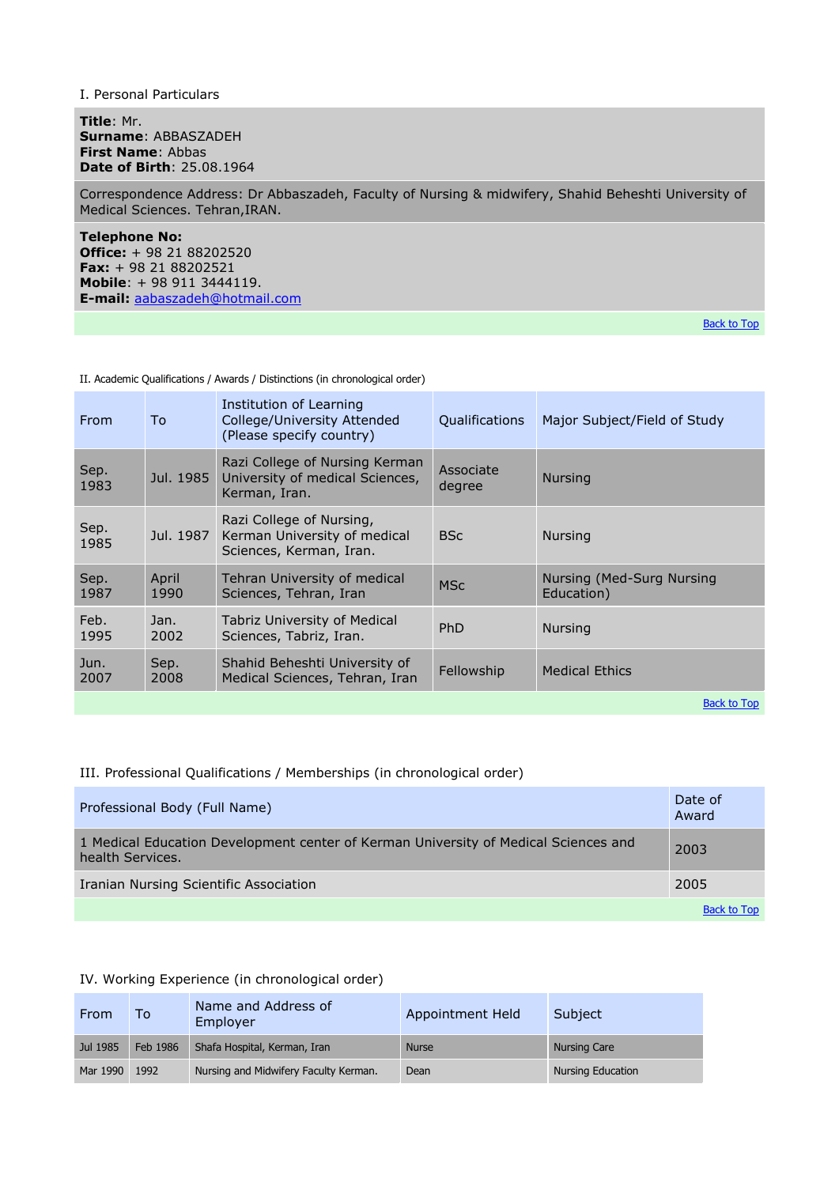## I. Personal Particulars

**Title**: Mr.
**Surname**: ABBASZADEH
**First Name**: Abbas
**Date of Birth**: 25.08.1964

Correspondence Address: Dr Abbaszadeh, Faculty of Nursing & midwifery, Shahid Beheshti University of Medical Sciences. Tehran,IRAN.

**Telephone No:**
**Office:** + 98 21 88202520
**Fax:** + 98 21 88202521
**Mobile**: + 98 911 3444119.
**E-mail:** aabaszadeh@hotmail.com

Back to Top

## II. Academic Qualifications / Awards / Distinctions (in chronological order)

| From | To | Institution of Learning College/University Attended (Please specify country) | Qualifications | Major Subject/Field of Study |
|---|---|---|---|---|
| Sep. 1983 | Jul. 1985 | Razi College of Nursing Kerman University of medical Sciences, Kerman, Iran. | Associate degree | Nursing |
| Sep. 1985 | Jul. 1987 | Razi College of Nursing, Kerman University of medical Sciences, Kerman, Iran. | BSc | Nursing |
| Sep. 1987 | April 1990 | Tehran University of medical Sciences, Tehran, Iran | MSc | Nursing (Med-Surg Nursing Education) |
| Feb. 1995 | Jan. 2002 | Tabriz University of Medical Sciences, Tabriz, Iran. | PhD | Nursing |
| Jun. 2007 | Sep. 2008 | Shahid Beheshti University of Medical Sciences, Tehran, Iran | Fellowship | Medical Ethics |

Back to Top

## III. Professional Qualifications / Memberships (in chronological order)

| Professional Body (Full Name) | Date of Award |
|---|---|
| 1 Medical Education Development center of Kerman University of Medical Sciences and health Services. | 2003 |
| Iranian Nursing Scientific Association | 2005 |

Back to Top

## IV. Working Experience (in chronological order)

| From | To | Name and Address of Employer | Appointment Held | Subject |
|---|---|---|---|---|
| Jul 1985 | Feb 1986 | Shafa Hospital, Kerman, Iran | Nurse | Nursing Care |
| Mar 1990 | 1992 | Nursing and Midwifery Faculty Kerman. | Dean | Nursing Education |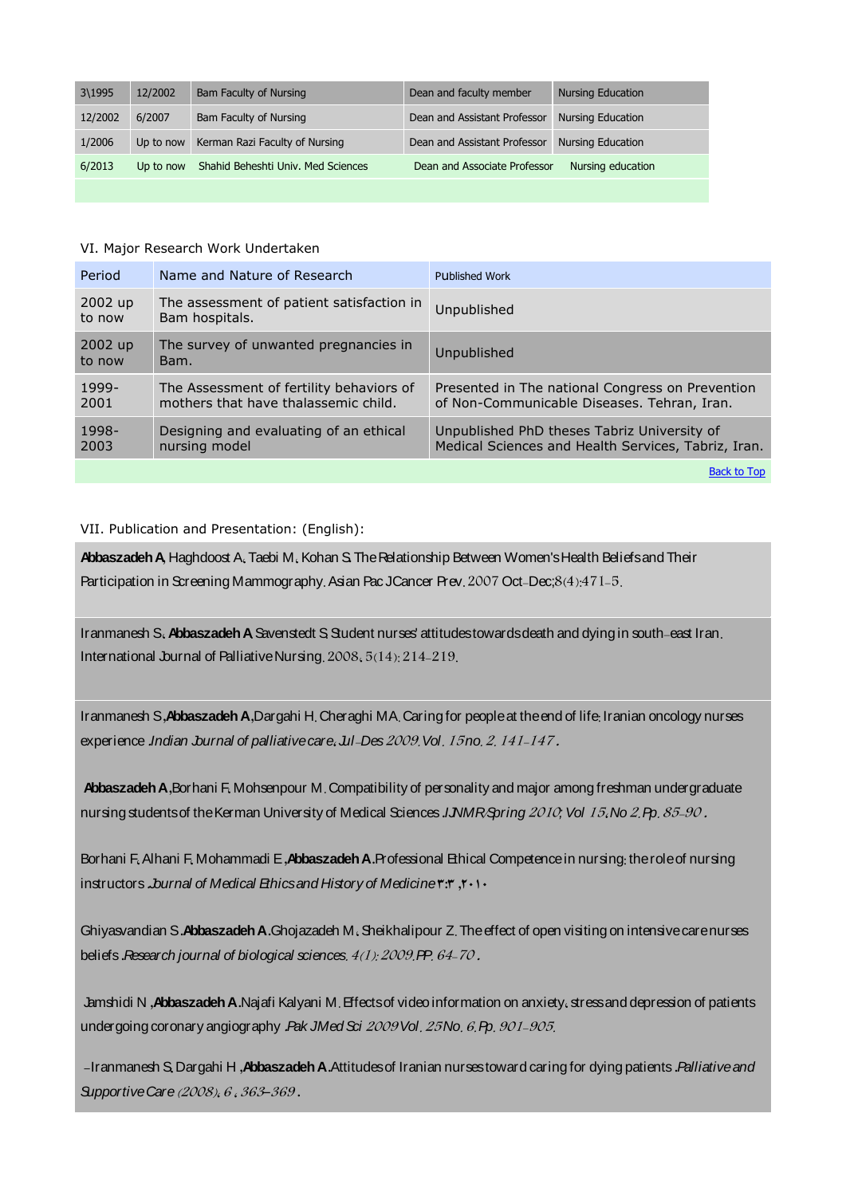| 3\1995 | 12/2002 | Bam Faculty of Nursing | Dean and faculty member | Nursing Education |
|---|---|---|---|---|
| 12/2002 | 6/2007 | Bam Faculty of Nursing | Dean and Assistant Professor | Nursing Education |
| 1/2006 | Up to now | Kerman Razi Faculty of Nursing | Dean and Assistant Professor | Nursing Education |
| 6/2013 | Up to now | Shahid Beheshti Univ. Med Sciences | Dean and Associate Professor | Nursing education |

VI. Major Research Work Undertaken

| Period | Name and Nature of Research | Published Work |
|---|---|---|
| 2002 up to now | The assessment of patient satisfaction in Bam hospitals. | Unpublished |
| 2002 up to now | The survey of unwanted pregnancies in Bam. | Unpublished |
| 1999-2001 | The Assessment of fertility behaviors of mothers that have thalassemic child. | Presented in The national Congress on Prevention of Non-Communicable Diseases. Tehran, Iran. |
| 1998-2003 | Designing and evaluating of an ethical nursing model | Unpublished PhD theses Tabriz University of Medical Sciences and Health Services, Tabriz, Iran. |

Back to Top

VII. Publication and Presentation: (English):

**Abbaszadeh A**, Haghdoost A, Taebi M, Kohan S. The Relationship Between Women's Health Beliefs and Their Participation in Screening Mammography. Asian Pac J Cancer Prev. 2007 Oct-Dec;8(4):471-5.

Iranmanesh S, **Abbaszadeh A**, Savenstedt S. Student nurses' attitudes towards death and dying in south-east Iran. International Journal of Palliative Nursing. 2008, 5(14): 214-219.

Iranmanesh S, **Abbaszadeh A**, Dargahi H, Cheraghi MA. Caring for people at the end of life: Iranian oncology nurses experience. *Indian Journal of palliative care. Jul-Des 2009. Vol. 15 no. 2. 141-147.*

**Abbaszadeh A**, Borhani F, Mohsenpour M. Compatibility of personality and major among freshman undergraduate nursing students of the Kerman University of Medical Sciences. *IJNMR Spring 2010; Vol 15, No 2. Pp. 85-90.*

Borhani F, Alhani F, Mohammadi E, **Abbaszadeh A**. Professional Ethical Competence in nursing: the role of nursing instructors. *Journal of Medical Ethics and History of Medicine* ۳:۳ ,۲۰۱۰

Ghiyasvandian S. **Abbaszadeh A**. Ghojazadeh M, Sheikhalipour Z. The effect of open visiting on intensive care nurses beliefs. *Research journal of biological sciences. 4(1): 2009. PP. 64-70.*

Jamshidi N, **Abbaszadeh A**. Najafi Kalyani M. Effects of video information on anxiety, stress and depression of patients undergoing coronary angiography. *Pak J Med Sci 2009 Vol. 25 No. 6. Pp. 901-905.*

-Iranmanesh S, Dargahi H, **Abbaszadeh A**. Attitudes of Iranian nurses toward caring for dying patients. *Palliative and Supportive Care (2008), 6, 363-369.*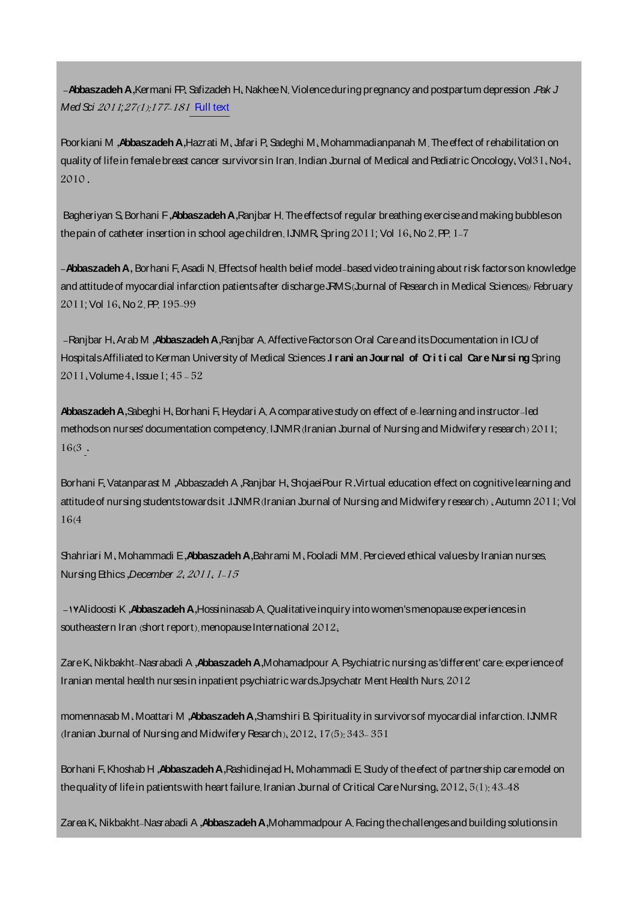-**Abbaszadeh A**,Kermani FP, Safizadeh H, Nakhee N. Violence during pregnancy and postpartum depression .*Pak J Med Sci 2011;27(1):177-181* Full text

Poorkiani M ,**Abbaszadeh A**,Hazrati M, Jafari P, Sadeghi M, Mohammadianpanah M. The effect of rehabilitation on quality of life in female breast cancer survivors in Iran. Indian Journal of Medical and Pediatric Oncology, Vol31, No4, 2010.

Bagheriyan S, Borhani F ,**Abbaszadeh A**,Ranjbar H. The effects of regular breathing exercise and making bubbles on the pain of catheter insertion in school age children. IJNMR, Spring 2011; Vol 16, No 2. PP. 1-7

-**Abbaszadeh A**, Borhani F, Asadi N. Effects of health belief model-based video training about risk factors on knowledge and attitude of myocardial infarction patients after discharge JRMS (Journal of Research in Medical Sciences)/ February 2011; Vol 16, No 2. PP. 195-99

-Ranjbar H, Arab M ,**Abbaszadeh A**,Ranjbar A. Affective Factors on Oral Care and its Documentation in ICU of Hospitals Affiliated to Kerman University of Medical Sciences .**Iranian Journal of Critical Care Nursing** Spring 2011, Volume 4, Issue 1; 45 - 52

**Abbaszadeh A**,Sabeghi H, Borhani F, Heydari A. A comparative study on effect of e-learning and instructor-led methods on nurses' documentation competency. IJNMR (Iranian Journal of Nursing and Midwifery research) 2011; 16(3 .

Borhani F, Vatanparast M ,Abbaszadeh A ,Ranjbar H, ShojaeiPour R .Virtual education effect on cognitive learning and attitude of nursing students towards it .IJNMR (Iranian Journal of Nursing and Midwifery research) . Autumn 2011; Vol 16(4

Shahriari M, Mohammadi E ,**Abbaszadeh A**,Bahrami M, Fooladi MM. Percieved ethical values by Iranian nurses. Nursing Ethics ,*December 2, 2011, 1-15*

-١٧Alidoosti K ,**Abbaszadeh A**,Hossininasab A. Qualitative inquiry into women's menopause experiences in southeastern Iran (short report). menopause International 2012.

Zare K, Nikbakht-Nasrabadi A ,**Abbaszadeh A**,Mohamadpour A. Psychiatric nursing as 'different' care: experience of Iranian mental health nurses in inpatient psychiatric wards.Jpsychatr Ment Health Nurs. 2012

momennasab M, Moattari M ,**Abbaszadeh A**,Shamshiri B. Spirituality in survivors of myocardial infarction. IJNMR (Iranian Journal of Nursing and Midwifery Resarch). 2012, 17(5): 343- 351

Borhani F, Khoshab H ,**Abbaszadeh A**,Rashidinejad H, Mohammadi E. Study of the efect of partnership care model on the quality of life in patients with heart failure. Iranian Journal of Critical Care Nursing, 2012, 5(1): 43-48

Zarea K, Nikbakht-Nasrabadi A ,**Abbaszadeh A**,Mohammadpour A. Facing the challenges and building solutions in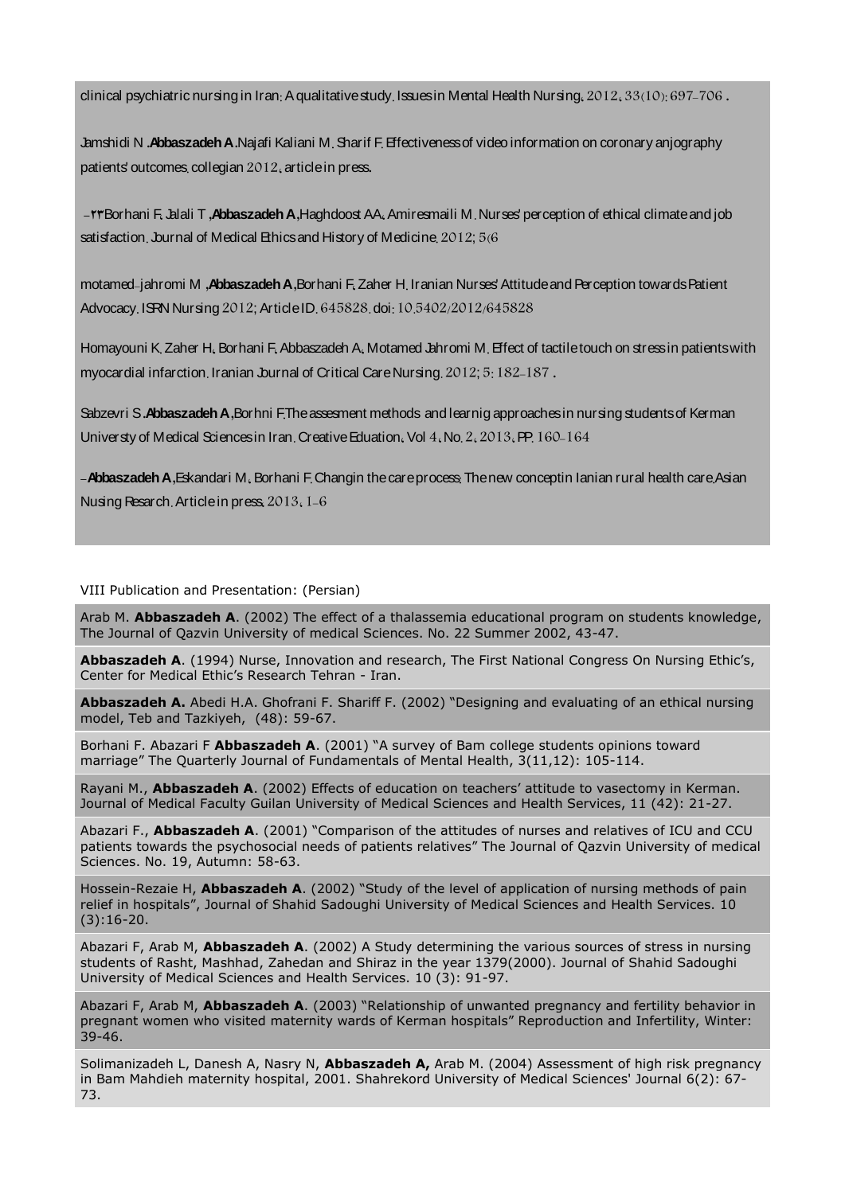clinical psychiatric nursing in Iran: A qualitative study. Issues in Mental Health Nursing. 2012، 33(10): 697-706 .

Jamshidi N .**Abbaszadeh A**.Najafi Kaliani M. Sharif F. Effectiveness of video information on coronary anjography patients' outcomes. collegian 2012، article in press.

-۲۳Borhani F. Jalali T ,**Abbaszadeh A**,Haghdoost AA، Amiresmaili M. Nurses' perception of ethical climate and job satisfaction. Journal of Medical Ethics and History of Medicine. 2012; 5(6

motamed-jahromi M ,**Abbaszadeh A**,Borhani F. Zaher H. Iranian Nurses' Attitude and Perception towards Patient Advocacy. ISRN Nursing 2012; Article ID. 645828. doi: 10.5402/2012/645828

Homayouni K. Zaher H، Borhani F. Abbaszadeh A، Motamed Jahromi M. Effect of tactile touch on stress in patients with myocardial infarction. Iranian Journal of Critical Care Nursing. 2012; 5: 182-187 .

Sabzevri S.**Abbaszadeh A**,Borhni F.The assesment methods and learnig approaches in nursing students of Kerman Universty of Medical Sciences in Iran. Creative Eduation، Vol 4، No. 2، 2013، PP. 160-164

-**Abbaszadeh A**,Eskandari M، Borhani F. Changin the care process: The new conceptin Ianian rural health care.Asian Nusing Resarch. Article in press، 2013، 1-6

VIII Publication and Presentation: (Persian)

Arab M. **Abbaszadeh A**. (2002) The effect of a thalassemia educational program on students knowledge, The Journal of Qazvin University of medical Sciences. No. 22 Summer 2002, 43-47.

**Abbaszadeh A**. (1994) Nurse, Innovation and research, The First National Congress On Nursing Ethic's, Center for Medical Ethic's Research Tehran - Iran.

**Abbaszadeh A.** Abedi H.A. Ghofrani F. Shariff F. (2002) "Designing and evaluating of an ethical nursing model, Teb and Tazkiyeh, (48): 59-67.

Borhani F. Abazari F **Abbaszadeh A**. (2001) "A survey of Bam college students opinions toward marriage" The Quarterly Journal of Fundamentals of Mental Health, 3(11,12): 105-114.

Rayani M., **Abbaszadeh A**. (2002) Effects of education on teachers' attitude to vasectomy in Kerman. Journal of Medical Faculty Guilan University of Medical Sciences and Health Services, 11 (42): 21-27.

Abazari F., **Abbaszadeh A**. (2001) "Comparison of the attitudes of nurses and relatives of ICU and CCU patients towards the psychosocial needs of patients relatives" The Journal of Qazvin University of medical Sciences. No. 19, Autumn: 58-63.

Hossein-Rezaie H, **Abbaszadeh A**. (2002) "Study of the level of application of nursing methods of pain relief in hospitals", Journal of Shahid Sadoughi University of Medical Sciences and Health Services. 10 (3):16-20.

Abazari F, Arab M, **Abbaszadeh A**. (2002) A Study determining the various sources of stress in nursing students of Rasht, Mashhad, Zahedan and Shiraz in the year 1379(2000). Journal of Shahid Sadoughi University of Medical Sciences and Health Services. 10 (3): 91-97.

Abazari F, Arab M, **Abbaszadeh A**. (2003) "Relationship of unwanted pregnancy and fertility behavior in pregnant women who visited maternity wards of Kerman hospitals" Reproduction and Infertility, Winter: 39-46.

Solimanizadeh L, Danesh A, Nasry N, **Abbaszadeh A,** Arab M. (2004) Assessment of high risk pregnancy in Bam Mahdieh maternity hospital, 2001. Shahrekord University of Medical Sciences' Journal 6(2): 67-73.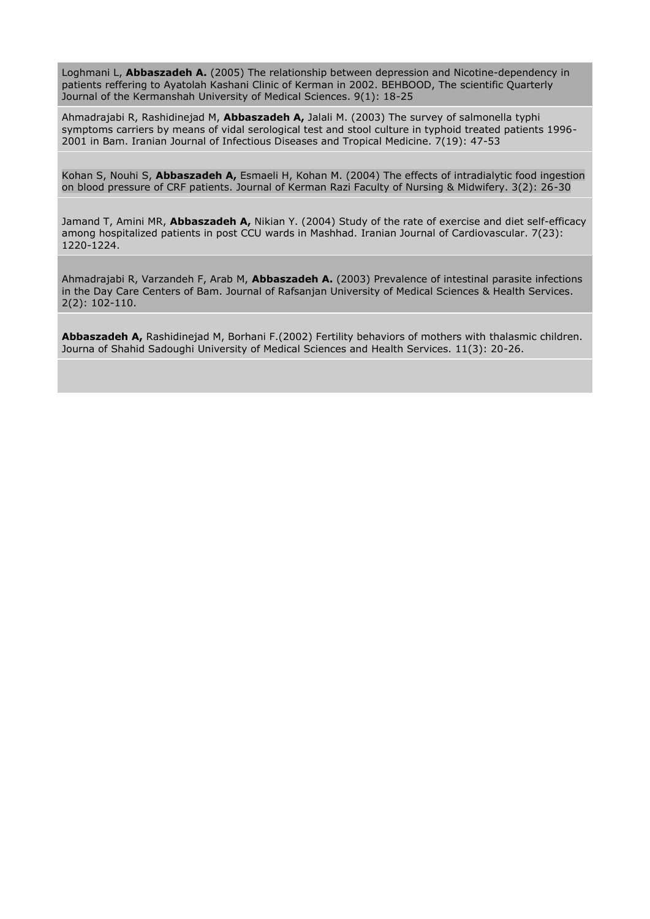Loghmani L, **Abbaszadeh A.** (2005) The relationship between depression and Nicotine-dependency in patients reffering to Ayatolah Kashani Clinic of Kerman in 2002. BEHBOOD, The scientific Quarterly Journal of the Kermanshah University of Medical Sciences. 9(1): 18-25

Ahmadrajabi R, Rashidinejad M, **Abbaszadeh A,** Jalali M. (2003) The survey of salmonella typhi symptoms carriers by means of vidal serological test and stool culture in typhoid treated patients 1996-2001 in Bam. Iranian Journal of Infectious Diseases and Tropical Medicine. 7(19): 47-53

Kohan S, Nouhi S, **Abbaszadeh A,** Esmaeli H, Kohan M. (2004) The effects of intradialytic food ingestion on blood pressure of CRF patients. Journal of Kerman Razi Faculty of Nursing & Midwifery. 3(2): 26-30

Jamand T, Amini MR, **Abbaszadeh A,** Nikian Y. (2004) Study of the rate of exercise and diet self-efficacy among hospitalized patients in post CCU wards in Mashhad. Iranian Journal of Cardiovascular. 7(23): 1220-1224.

Ahmadrajabi R, Varzandeh F, Arab M, **Abbaszadeh A.** (2003) Prevalence of intestinal parasite infections in the Day Care Centers of Bam. Journal of Rafsanjan University of Medical Sciences & Health Services. 2(2): 102-110.

**Abbaszadeh A,** Rashidinejad M, Borhani F.(2002) Fertility behaviors of mothers with thalasmic children. Journa of Shahid Sadoughi University of Medical Sciences and Health Services. 11(3): 20-26.